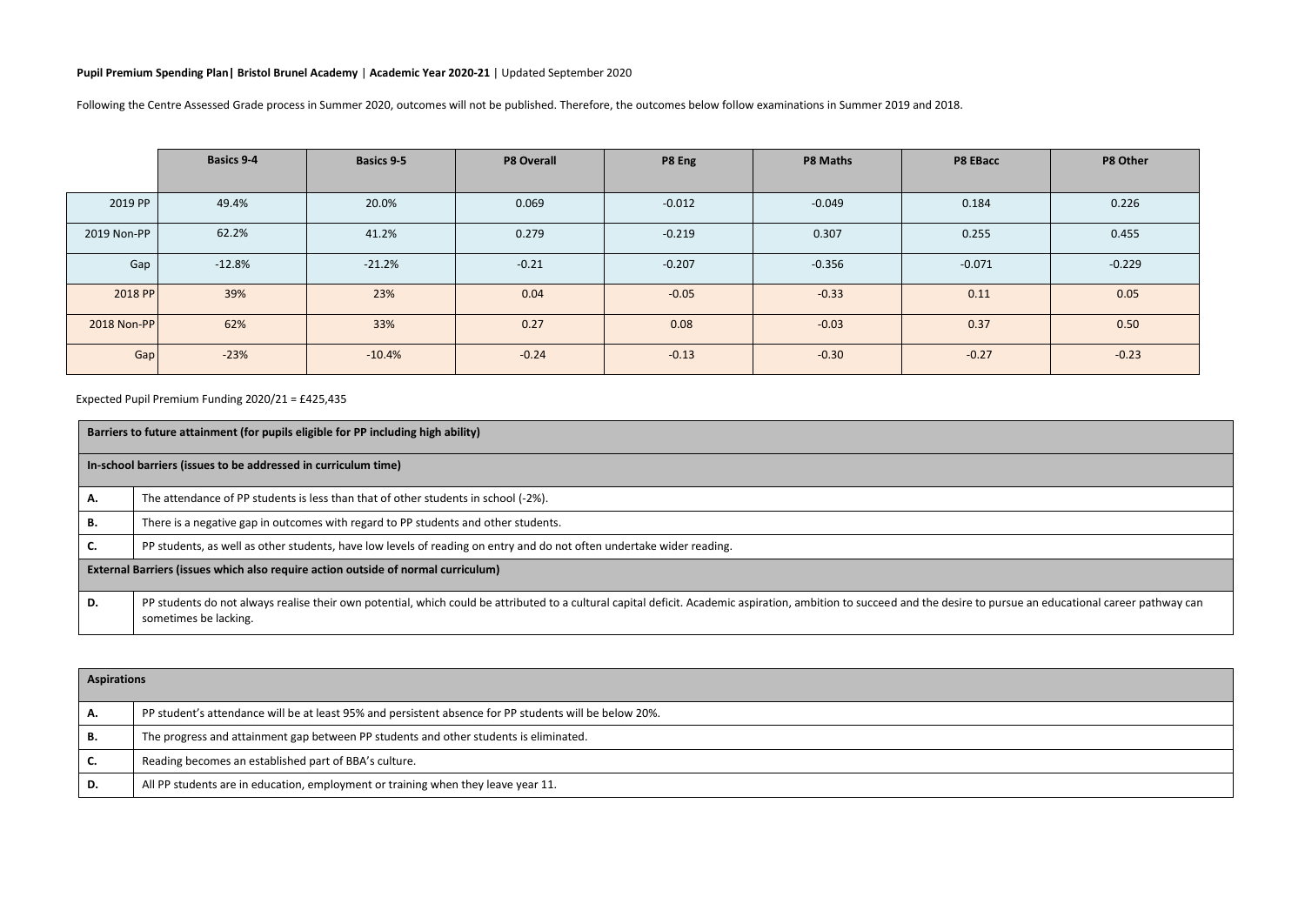**Pupil Premium Spending Plan| Bristol Brunel Academy** | **Academic Year 2020-21** | Updated September 2020

Following the Centre Assessed Grade process in Summer 2020, outcomes will not be published. Therefore, the outcomes below follow examinations in Summer 2019 and 2018.

| | Basics 9-4 | Basics 9-5 | P8 Overall | P8 Eng | P8 Maths | P8 EBacc | P8 Other |
|---|---|---|---|---|---|---|---|
| 2019 PP | 49.4% | 20.0% | 0.069 | -0.012 | -0.049 | 0.184 | 0.226 |
| 2019 Non-PP | 62.2% | 41.2% | 0.279 | -0.219 | 0.307 | 0.255 | 0.455 |
| Gap | -12.8% | -21.2% | -0.21 | -0.207 | -0.356 | -0.071 | -0.229 |
| 2018 PP | 39% | 23% | 0.04 | -0.05 | -0.33 | 0.11 | 0.05 |
| 2018 Non-PP | 62% | 33% | 0.27 | 0.08 | -0.03 | 0.37 | 0.50 |
| Gap | -23% | -10.4% | -0.24 | -0.13 | -0.30 | -0.27 | -0.23 |

Expected Pupil Premium Funding 2020/21 = £425,435

| **Barriers to future attainment (for pupils eligible for PP including high ability)** | |
|---|---|
| **In-school barriers (issues to be addressed in curriculum time)** | |
| **A.** | The attendance of PP students is less than that of other students in school (-2%). |
| **B.** | There is a negative gap in outcomes with regard to PP students and other students. |
| **C.** | PP students, as well as other students, have low levels of reading on entry and do not often undertake wider reading. |
| **External Barriers (issues which also require action outside of normal curriculum)** | |
| **D.** | PP students do not always realise their own potential, which could be attributed to a cultural capital deficit. Academic aspiration, ambition to succeed and the desire to pursue an educational career pathway can sometimes be lacking. |

| **Aspirations** | |
|---|---|
| **A.** | PP student's attendance will be at least 95% and persistent absence for PP students will be below 20%. |
| **B.** | The progress and attainment gap between PP students and other students is eliminated. |
| **C.** | Reading becomes an established part of BBA's culture. |
| **D.** | All PP students are in education, employment or training when they leave year 11. |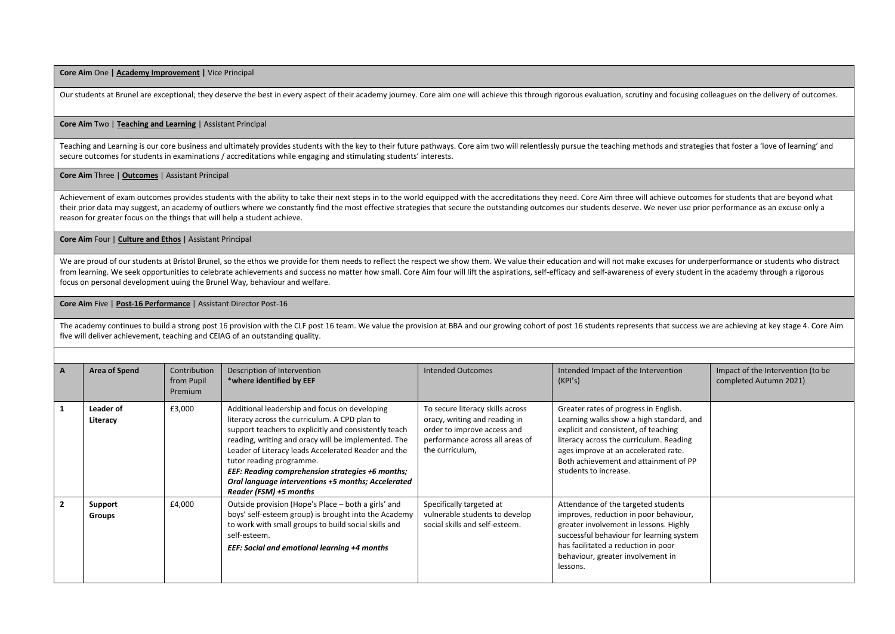**Core Aim** One **| Academy Improvement |** Vice Principal

Our students at Brunel are exceptional; they deserve the best in every aspect of their academy journey. Core aim one will achieve this through rigorous evaluation, scrutiny and focusing colleagues on the delivery of outcomes.

**Core Aim** Two | **Teaching and Learning** | Assistant Principal

Teaching and Learning is our core business and ultimately provides students with the key to their future pathways. Core aim two will relentlessly pursue the teaching methods and strategies that foster a 'love of learning' and secure outcomes for students in examinations / accreditations while engaging and stimulating students' interests.

**Core Aim** Three | **Outcomes** | Assistant Principal

Achievement of exam outcomes provides students with the ability to take their next steps in to the world equipped with the accreditations they need. Core Aim three will achieve outcomes for students that are beyond what their prior data may suggest, an academy of outliers where we constantly find the most effective strategies that secure the outstanding outcomes our students deserve. We never use prior performance as an excuse only a reason for greater focus on the things that will help a student achieve.

**Core Aim** Four | **Culture and Ethos** | Assistant Principal

We are proud of our students at Bristol Brunel, so the ethos we provide for them needs to reflect the respect we show them. We value their education and will not make excuses for underperformance or students who distract from learning. We seek opportunities to celebrate achievements and success no matter how small. Core Aim four will lift the aspirations, self-efficacy and self-awareness of every student in the academy through a rigorous focus on personal development uuing the Brunel Way, behaviour and welfare.

**Core Aim** Five | **Post-16 Performance** | Assistant Director Post-16

The academy continues to build a strong post 16 provision with the CLF post 16 team. We value the provision at BBA and our growing cohort of post 16 students represents that success we are achieving at key stage 4. Core Aim five will deliver achievement, teaching and CEIAG of an outstanding quality.

| A | Area of Spend | Contribution from Pupil Premium | Description of Intervention *where identified by EEF | Intended Outcomes | Intended Impact of the Intervention (KPI's) | Impact of the Intervention (to be completed Autumn 2021) |
|---|---|---|---|---|---|---|
| **1** | **Leader of Literacy** | £3,000 | Additional leadership and focus on developing literacy across the curriculum. A CPD plan to support teachers to explicitly and consistently teach reading, writing and oracy will be implemented. The Leader of Literacy leads Accelerated Reader and the tutor reading programme. ***EEF: Reading comprehension strategies +6 months; Oral language interventions +5 months; Accelerated Reader (FSM) +5 months*** | To secure literacy skills across oracy, writing and reading in order to improve access and performance across all areas of the curriculum, | Greater rates of progress in English. Learning walks show a high standard, and explicit and consistent, of teaching literacy across the curriculum. Reading ages improve at an accelerated rate. Both achievement and attainment of PP students to increase. | |
| **2** | **Support Groups** | £4,000 | Outside provision (Hope's Place – both a girls' and boys' self-esteem group) is brought into the Academy to work with small groups to build social skills and self-esteem. ***EEF: Social and emotional learning +4 months*** | Specifically targeted at vulnerable students to develop social skills and self-esteem. | Attendance of the targeted students improves, reduction in poor behaviour, greater involvement in lessons. Highly successful behaviour for learning system has facilitated a reduction in poor behaviour, greater involvement in lessons. | |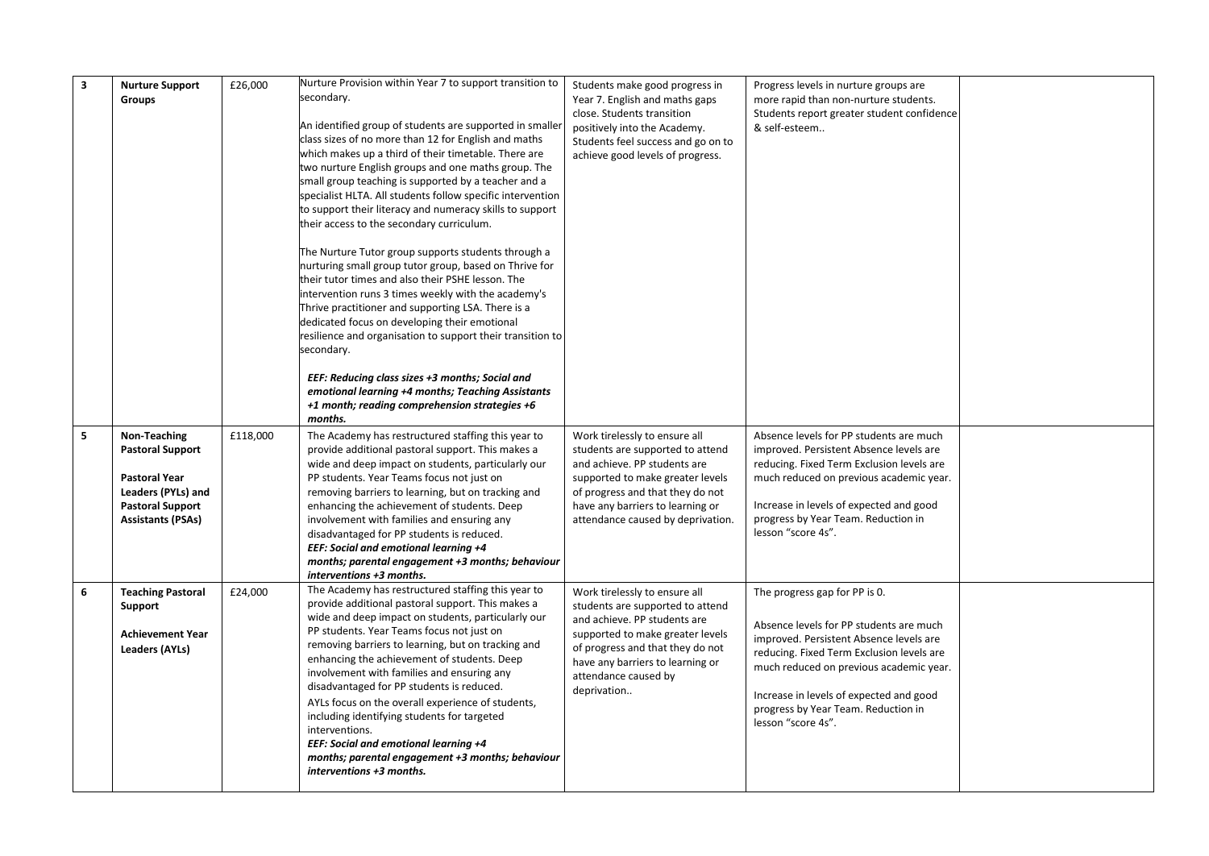| | | | | | | |
|---|---|---|---|---|---|---|
| 3 | **Nurture Support Groups** | £26,000 | Nurture Provision within Year 7 to support transition to secondary.<br><br>An identified group of students are supported in smaller class sizes of no more than 12 for English and maths which makes up a third of their timetable. There are two nurture English groups and one maths group. The small group teaching is supported by a teacher and a specialist HLTA. All students follow specific intervention to support their literacy and numeracy skills to support their access to the secondary curriculum.<br><br>The Nurture Tutor group supports students through a nurturing small group tutor group, based on Thrive for their tutor times and also their PSHE lesson. The intervention runs 3 times weekly with the academy's Thrive practitioner and supporting LSA. There is a dedicated focus on developing their emotional resilience and organisation to support their transition to secondary.<br><br>***EEF: Reducing class sizes +3 months; Social and emotional learning +4 months; Teaching Assistants +1 month; reading comprehension strategies +6 months.*** | Students make good progress in Year 7. English and maths gaps close. Students transition positively into the Academy. Students feel success and go on to achieve good levels of progress. | Progress levels in nurture groups are more rapid than non-nurture students. Students report greater student confidence & self-esteem.. | |
| 5 | **Non-Teaching Pastoral Support**<br><br>**Pastoral Year Leaders (PYLs) and Pastoral Support Assistants (PSAs)** | £118,000 | The Academy has restructured staffing this year to provide additional pastoral support. This makes a wide and deep impact on students, particularly our PP students. Year Teams focus not just on removing barriers to learning, but on tracking and enhancing the achievement of students. Deep involvement with families and ensuring any disadvantaged for PP students is reduced.<br>***EEF: Social and emotional learning +4 months; parental engagement +3 months; behaviour interventions +3 months.*** | Work tirelessly to ensure all students are supported to attend and achieve. PP students are supported to make greater levels of progress and that they do not have any barriers to learning or attendance caused by deprivation. | Absence levels for PP students are much improved. Persistent Absence levels are reducing. Fixed Term Exclusion levels are much reduced on previous academic year.<br><br>Increase in levels of expected and good progress by Year Team. Reduction in lesson "score 4s". | |
| 6 | **Teaching Pastoral Support**<br><br>**Achievement Year Leaders (AYLs)** | £24,000 | The Academy has restructured staffing this year to provide additional pastoral support. This makes a wide and deep impact on students, particularly our PP students. Year Teams focus not just on removing barriers to learning, but on tracking and enhancing the achievement of students. Deep involvement with families and ensuring any disadvantaged for PP students is reduced.<br>AYLs focus on the overall experience of students, including identifying students for targeted interventions.<br>***EEF: Social and emotional learning +4 months; parental engagement +3 months; behaviour interventions +3 months.*** | Work tirelessly to ensure all students are supported to attend and achieve. PP students are supported to make greater levels of progress and that they do not have any barriers to learning or attendance caused by deprivation.. | The progress gap for PP is 0.<br><br>Absence levels for PP students are much improved. Persistent Absence levels are reducing. Fixed Term Exclusion levels are much reduced on previous academic year.<br><br>Increase in levels of expected and good progress by Year Team. Reduction in lesson "score 4s". | |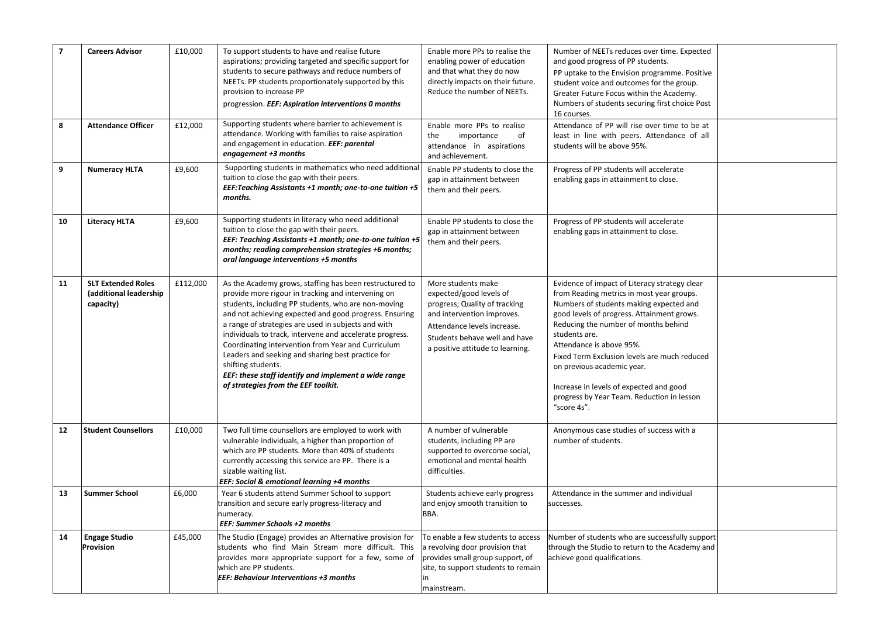| 7 | **Careers Advisor** | £10,000 | To support students to have and realise future aspirations; providing targeted and specific support for students to secure pathways and reduce numbers of NEETs. PP students proportionately supported by this provision to increase PP progression. ***EEF: Aspiration interventions 0 months*** | Enable more PPs to realise the enabling power of education and that what they do now directly impacts on their future. Reduce the number of NEETs. | Number of NEETs reduces over time. Expected and good progress of PP students. PP uptake to the Envision programme. Positive student voice and outcomes for the group. Greater Future Focus within the Academy. Numbers of students securing first choice Post 16 courses. | |
|---|---|---|---|---|---|---|
| 8 | **Attendance Officer** | £12,000 | Supporting students where barrier to achievement is attendance. Working with families to raise aspiration and engagement in education. ***EEF: parental engagement +3 months*** | Enable more PPs to realise the importance of attendance in aspirations and achievement. | Attendance of PP will rise over time to be at least in line with peers. Attendance of all students will be above 95%. | |
| 9 | **Numeracy HLTA** | £9,600 | Supporting students in mathematics who need additional tuition to close the gap with their peers. ***EEF:Teaching Assistants +1 month; one-to-one tuition +5 months.*** | Enable PP students to close the gap in attainment between them and their peers. | Progress of PP students will accelerate enabling gaps in attainment to close. | |
| 10 | **Literacy HLTA** | £9,600 | Supporting students in literacy who need additional tuition to close the gap with their peers. ***EEF: Teaching Assistants +1 month; one-to-one tuition +5 months; reading comprehension strategies +6 months; oral language interventions +5 months*** | Enable PP students to close the gap in attainment between them and their peers. | Progress of PP students will accelerate enabling gaps in attainment to close. | |
| 11 | **SLT Extended Roles (additional leadership capacity)** | £112,000 | As the Academy grows, staffing has been restructured to provide more rigour in tracking and intervening on students, including PP students, who are non-moving and not achieving expected and good progress. Ensuring a range of strategies are used in subjects and with individuals to track, intervene and accelerate progress. Coordinating intervention from Year and Curriculum Leaders and seeking and sharing best practice for shifting students. ***EEF: these staff identify and implement a wide range of strategies from the EEF toolkit.*** | More students make expected/good levels of progress; Quality of tracking and intervention improves. Attendance levels increase. Students behave well and have a positive attitude to learning. | Evidence of impact of Literacy strategy clear from Reading metrics in most year groups. Numbers of students making expected and good levels of progress. Attainment grows. Reducing the number of months behind students are. Attendance is above 95%. Fixed Term Exclusion levels are much reduced on previous academic year. Increase in levels of expected and good progress by Year Team. Reduction in lesson "score 4s". | |
| 12 | **Student Counsellors** | £10,000 | Two full time counsellors are employed to work with vulnerable individuals, a higher than proportion of which are PP students. More than 40% of students currently accessing this service are PP. There is a sizable waiting list. ***EEF: Social & emotional learning +4 months*** | A number of vulnerable students, including PP are supported to overcome social, emotional and mental health difficulties. | Anonymous case studies of success with a number of students. | |
| 13 | **Summer School** | £6,000 | Year 6 students attend Summer School to support transition and secure early progress-literacy and numeracy. ***EEF: Summer Schools +2 months*** | Students achieve early progress and enjoy smooth transition to BBA. | Attendance in the summer and individual successes. | |
| 14 | **Engage Studio Provision** | £45,000 | The Studio (Engage) provides an Alternative provision for students who find Main Stream more difficult. This provides more appropriate support for a few, some of which are PP students. ***EEF: Behaviour Interventions +3 months*** | To enable a few students to access a revolving door provision that provides small group support, of site, to support students to remain in mainstream. | Number of students who are successfully support through the Studio to return to the Academy and achieve good qualifications. | |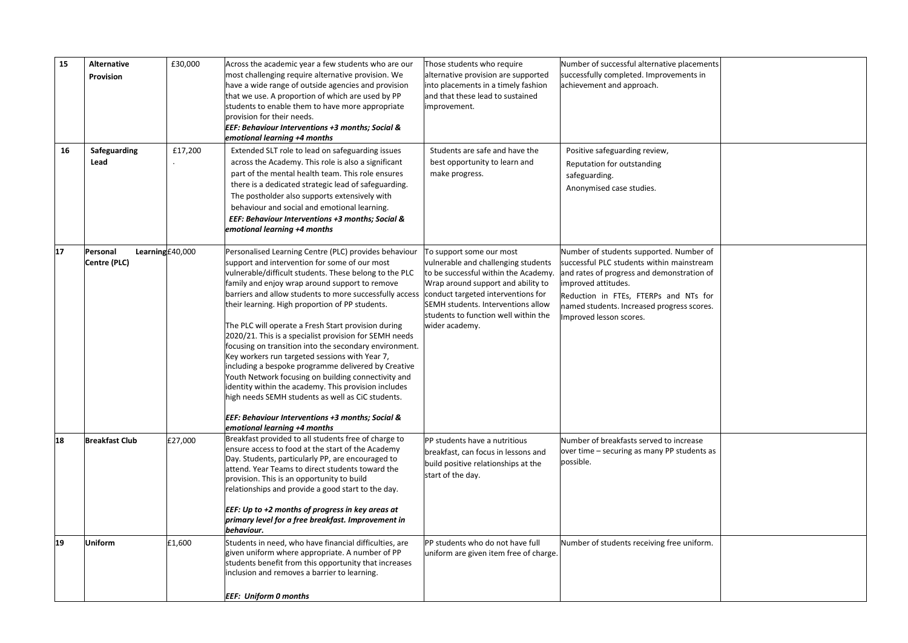| 15 | **Alternative Provision** | £30,000 | Across the academic year a few students who are our most challenging require alternative provision. We have a wide range of outside agencies and provision that we use. A proportion of which are used by PP students to enable them to have more appropriate provision for their needs.<br>***EEF: Behaviour Interventions +3 months; Social & emotional learning +4 months*** | Those students who require alternative provision are supported into placements in a timely fashion and that these lead to sustained improvement. | Number of successful alternative placements successfully completed. Improvements in achievement and approach. | |
|---|---|---|---|---|---|---|
| 16 | **Safeguarding Lead** | £17,200<br>. | Extended SLT role to lead on safeguarding issues across the Academy. This role is also a significant part of the mental health team. This role ensures there is a dedicated strategic lead of safeguarding. The postholder also supports extensively with behaviour and social and emotional learning.<br>***EEF: Behaviour Interventions +3 months; Social & emotional learning +4 months*** | Students are safe and have the best opportunity to learn and make progress. | Positive safeguarding review,<br>Reputation for outstanding safeguarding.<br>Anonymised case studies. | |
| 17 | **Personal Learning Centre (PLC)** | £40,000 | Personalised Learning Centre (PLC) provides behaviour support and intervention for some of our most vulnerable/difficult students. These belong to the PLC family and enjoy wrap around support to remove barriers and allow students to more successfully access their learning. High proportion of PP students.<br><br>The PLC will operate a Fresh Start provision during 2020/21. This is a specialist provision for SEMH needs focusing on transition into the secondary environment. Key workers run targeted sessions with Year 7, including a bespoke programme delivered by Creative Youth Network focusing on building connectivity and identity within the academy. This provision includes high needs SEMH students as well as CiC students.<br><br>***EEF: Behaviour Interventions +3 months; Social & emotional learning +4 months*** | To support some our most vulnerable and challenging students to be successful within the Academy. Wrap around support and ability to conduct targeted interventions for SEMH students. Interventions allow students to function well within the wider academy. | Number of students supported. Number of successful PLC students within mainstream and rates of progress and demonstration of improved attitudes.<br>Reduction in FTEs, FTERPs and NTs for named students. Increased progress scores. Improved lesson scores. | |
| 18 | **Breakfast Club** | £27,000 | Breakfast provided to all students free of charge to ensure access to food at the start of the Academy Day. Students, particularly PP, are encouraged to attend. Year Teams to direct students toward the provision. This is an opportunity to build relationships and provide a good start to the day.<br><br>***EEF: Up to +2 months of progress in key areas at primary level for a free breakfast. Improvement in behaviour.*** | PP students have a nutritious breakfast, can focus in lessons and build positive relationships at the start of the day. | Number of breakfasts served to increase over time – securing as many PP students as possible. | |
| 19 | **Uniform** | £1,600 | Students in need, who have financial difficulties, are given uniform where appropriate. A number of PP students benefit from this opportunity that increases inclusion and removes a barrier to learning.<br><br>***EEF: Uniform 0 months*** | PP students who do not have full uniform are given item free of charge. | Number of students receiving free uniform. | |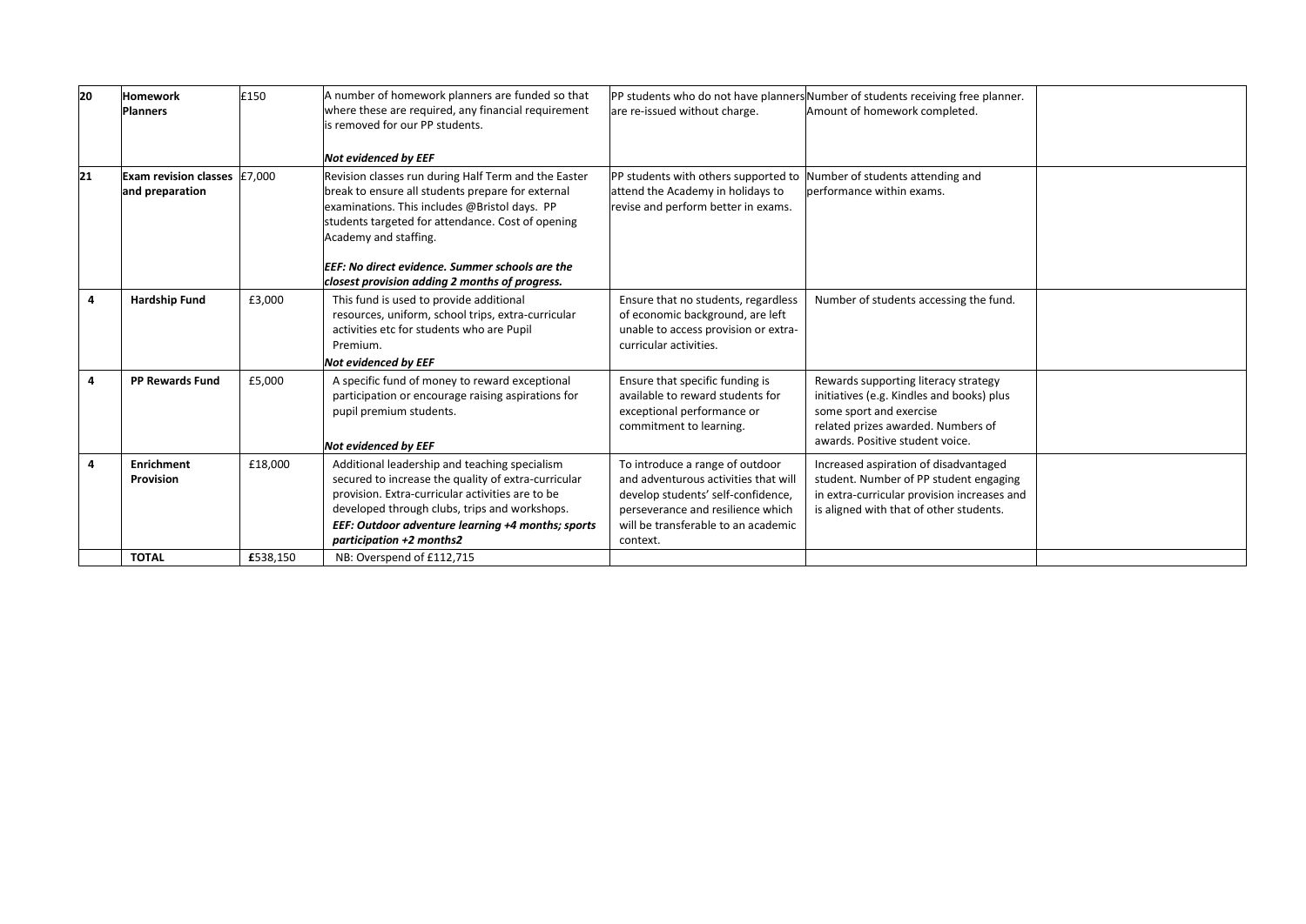| | | | | | | |
|---|---|---|---|---|---|---|
| 20 | **Homework Planners** | £150 | A number of homework planners are funded so that where these are required, any financial requirement is removed for our PP students.<br><br>***Not evidenced by EEF*** | PP students who do not have planners are re-issued without charge. | Number of students receiving free planner. Amount of homework completed. | |
| 21 | **Exam revision classes and preparation** | £7,000 | Revision classes run during Half Term and the Easter break to ensure all students prepare for external examinations. This includes @Bristol days. PP students targeted for attendance. Cost of opening Academy and staffing.<br><br>***EEF: No direct evidence. Summer schools are the closest provision adding 2 months of progress.*** | PP students with others supported to attend the Academy in holidays to revise and perform better in exams. | Number of students attending and performance within exams. | |
| 4 | **Hardship Fund** | £3,000 | This fund is used to provide additional resources, uniform, school trips, extra-curricular activities etc for students who are Pupil Premium.<br>***Not evidenced by EEF*** | Ensure that no students, regardless of economic background, are left unable to access provision or extra-curricular activities. | Number of students accessing the fund. | |
| 4 | **PP Rewards Fund** | £5,000 | A specific fund of money to reward exceptional participation or encourage raising aspirations for pupil premium students.<br><br>***Not evidenced by EEF*** | Ensure that specific funding is available to reward students for exceptional performance or commitment to learning. | Rewards supporting literacy strategy initiatives (e.g. Kindles and books) plus some sport and exercise related prizes awarded. Numbers of awards. Positive student voice. | |
| 4 | **Enrichment Provision** | £18,000 | Additional leadership and teaching specialism secured to increase the quality of extra-curricular provision. Extra-curricular activities are to be developed through clubs, trips and workshops.<br>***EEF: Outdoor adventure learning +4 months; sports participation +2 months2*** | To introduce a range of outdoor and adventurous activities that will develop students' self-confidence, perseverance and resilience which will be transferable to an academic context. | Increased aspiration of disadvantaged student. Number of PP student engaging in extra-curricular provision increases and is aligned with that of other students. | |
| | **TOTAL** | **£**538,150 | NB: Overspend of £112,715 | | | |